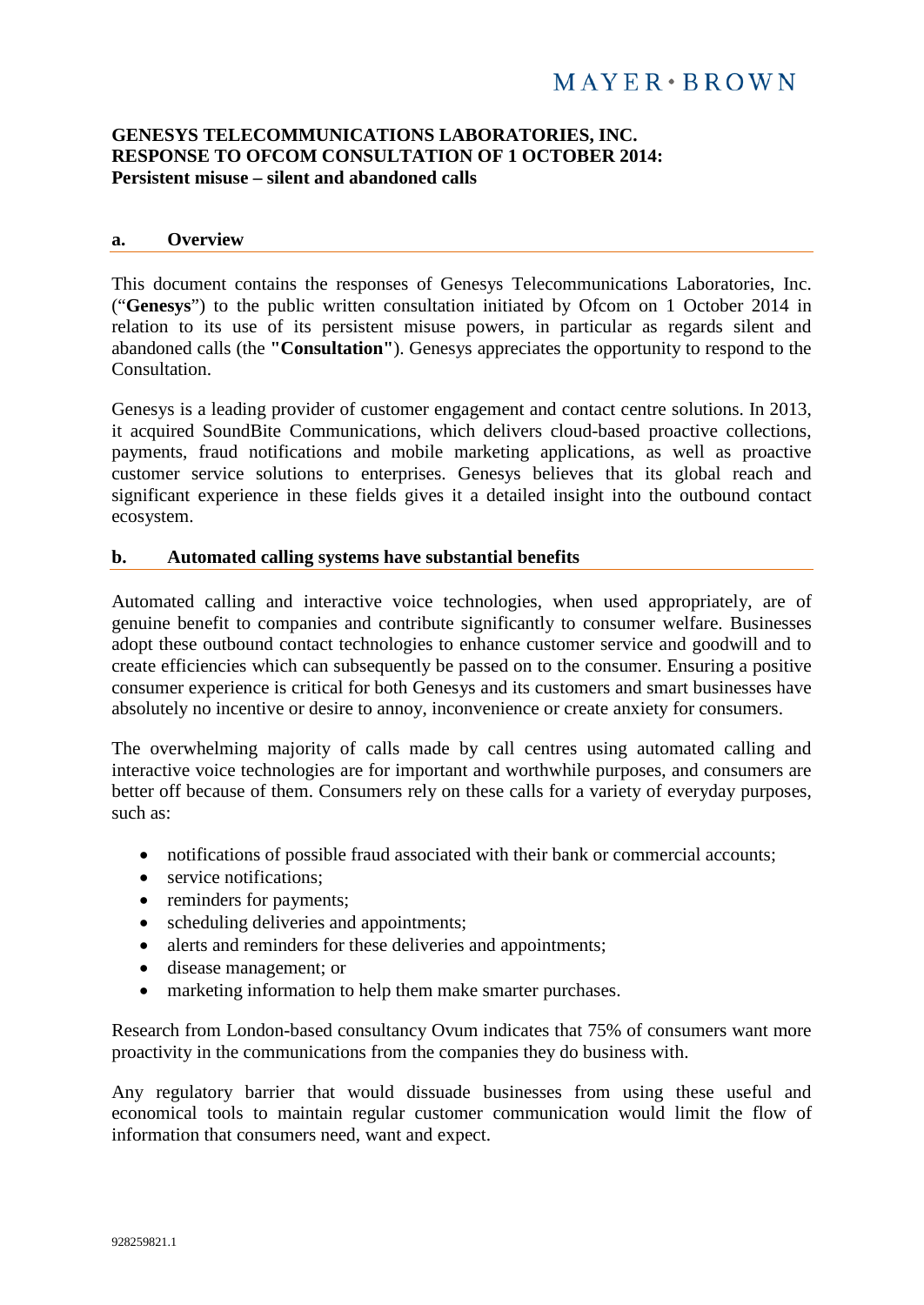MAYER • BROWN

# GENESYS TELECOMMUNICATIONS LABORATORIES, INC.
# RESPONSE TO OFCOM CONSULTATION OF 1 OCTOBER 2014:
## Persistent misuse – silent and abandoned calls

### a. Overview

This document contains the responses of Genesys Telecommunications Laboratories, Inc. ("**Genesys**") to the public written consultation initiated by Ofcom on 1 October 2014 in relation to its use of its persistent misuse powers, in particular as regards silent and abandoned calls (the **"Consultation"**). Genesys appreciates the opportunity to respond to the Consultation.

Genesys is a leading provider of customer engagement and contact centre solutions. In 2013, it acquired SoundBite Communications, which delivers cloud-based proactive collections, payments, fraud notifications and mobile marketing applications, as well as proactive customer service solutions to enterprises. Genesys believes that its global reach and significant experience in these fields gives it a detailed insight into the outbound contact ecosystem.

### b. Automated calling systems have substantial benefits

Automated calling and interactive voice technologies, when used appropriately, are of genuine benefit to companies and contribute significantly to consumer welfare. Businesses adopt these outbound contact technologies to enhance customer service and goodwill and to create efficiencies which can subsequently be passed on to the consumer. Ensuring a positive consumer experience is critical for both Genesys and its customers and smart businesses have absolutely no incentive or desire to annoy, inconvenience or create anxiety for consumers.

The overwhelming majority of calls made by call centres using automated calling and interactive voice technologies are for important and worthwhile purposes, and consumers are better off because of them. Consumers rely on these calls for a variety of everyday purposes, such as:

- notifications of possible fraud associated with their bank or commercial accounts;
- service notifications;
- reminders for payments;
- scheduling deliveries and appointments;
- alerts and reminders for these deliveries and appointments;
- disease management; or
- marketing information to help them make smarter purchases.

Research from London-based consultancy Ovum indicates that 75% of consumers want more proactivity in the communications from the companies they do business with.

Any regulatory barrier that would dissuade businesses from using these useful and economical tools to maintain regular customer communication would limit the flow of information that consumers need, want and expect.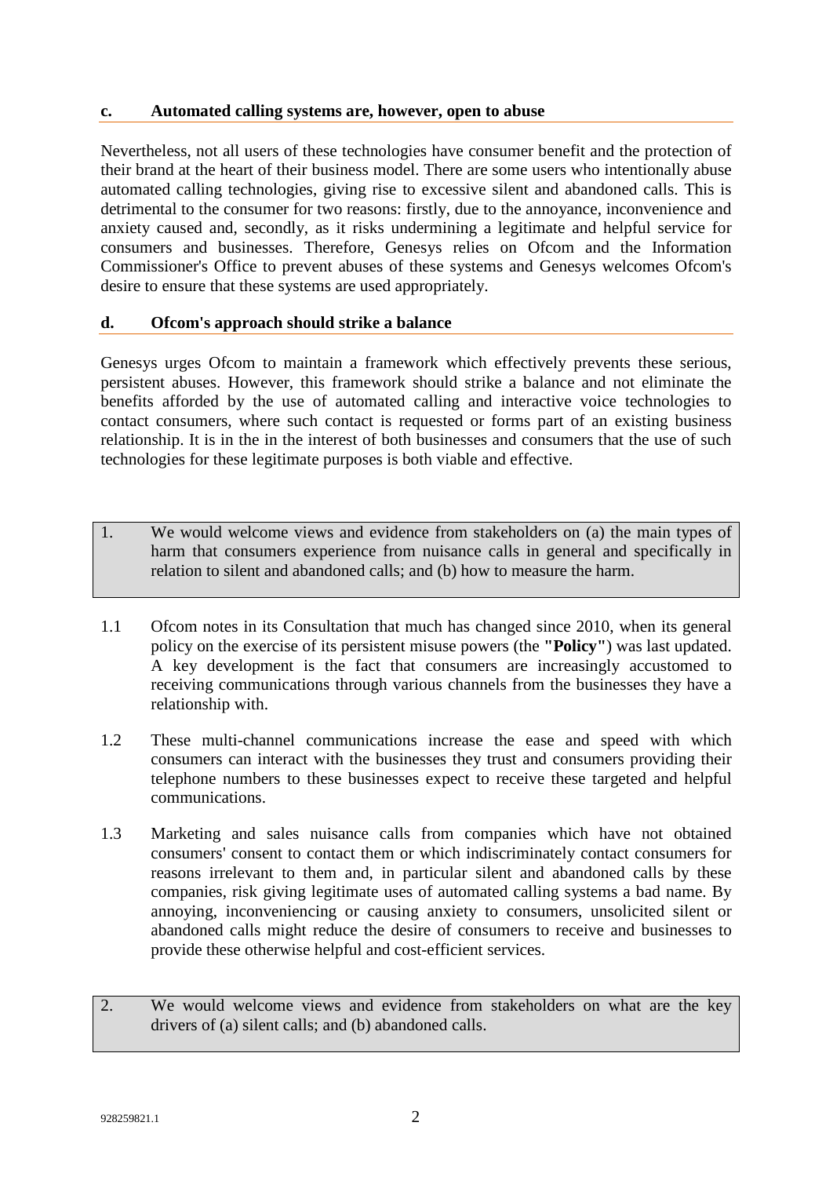### c. Automated calling systems are, however, open to abuse

Nevertheless, not all users of these technologies have consumer benefit and the protection of their brand at the heart of their business model. There are some users who intentionally abuse automated calling technologies, giving rise to excessive silent and abandoned calls. This is detrimental to the consumer for two reasons: firstly, due to the annoyance, inconvenience and anxiety caused and, secondly, as it risks undermining a legitimate and helpful service for consumers and businesses. Therefore, Genesys relies on Ofcom and the Information Commissioner's Office to prevent abuses of these systems and Genesys welcomes Ofcom's desire to ensure that these systems are used appropriately.

### d. Ofcom's approach should strike a balance

Genesys urges Ofcom to maintain a framework which effectively prevents these serious, persistent abuses. However, this framework should strike a balance and not eliminate the benefits afforded by the use of automated calling and interactive voice technologies to contact consumers, where such contact is requested or forms part of an existing business relationship. It is in the in the interest of both businesses and consumers that the use of such technologies for these legitimate purposes is both viable and effective.

> 1. We would welcome views and evidence from stakeholders on (a) the main types of harm that consumers experience from nuisance calls in general and specifically in relation to silent and abandoned calls; and (b) how to measure the harm.

1.1 Ofcom notes in its Consultation that much has changed since 2010, when its general policy on the exercise of its persistent misuse powers (the **"Policy"**) was last updated. A key development is the fact that consumers are increasingly accustomed to receiving communications through various channels from the businesses they have a relationship with.

1.2 These multi-channel communications increase the ease and speed with which consumers can interact with the businesses they trust and consumers providing their telephone numbers to these businesses expect to receive these targeted and helpful communications.

1.3 Marketing and sales nuisance calls from companies which have not obtained consumers' consent to contact them or which indiscriminately contact consumers for reasons irrelevant to them and, in particular silent and abandoned calls by these companies, risk giving legitimate uses of automated calling systems a bad name. By annoying, inconveniencing or causing anxiety to consumers, unsolicited silent or abandoned calls might reduce the desire of consumers to receive and businesses to provide these otherwise helpful and cost-efficient services.

> 2. We would welcome views and evidence from stakeholders on what are the key drivers of (a) silent calls; and (b) abandoned calls.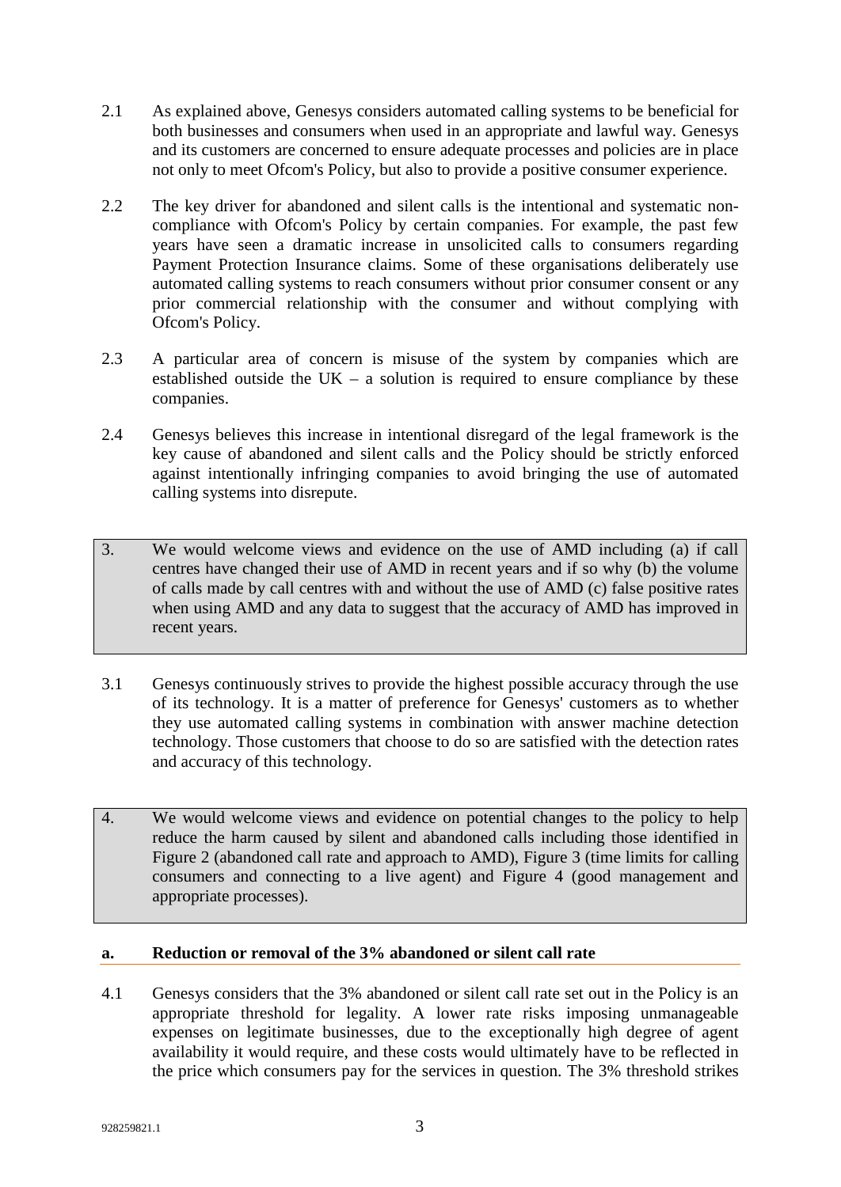2.1 As explained above, Genesys considers automated calling systems to be beneficial for both businesses and consumers when used in an appropriate and lawful way. Genesys and its customers are concerned to ensure adequate processes and policies are in place not only to meet Ofcom's Policy, but also to provide a positive consumer experience.

2.2 The key driver for abandoned and silent calls is the intentional and systematic non-compliance with Ofcom's Policy by certain companies. For example, the past few years have seen a dramatic increase in unsolicited calls to consumers regarding Payment Protection Insurance claims. Some of these organisations deliberately use automated calling systems to reach consumers without prior consumer consent or any prior commercial relationship with the consumer and without complying with Ofcom's Policy.

2.3 A particular area of concern is misuse of the system by companies which are established outside the UK – a solution is required to ensure compliance by these companies.

2.4 Genesys believes this increase in intentional disregard of the legal framework is the key cause of abandoned and silent calls and the Policy should be strictly enforced against intentionally infringing companies to avoid bringing the use of automated calling systems into disrepute.

> 3. We would welcome views and evidence on the use of AMD including (a) if call centres have changed their use of AMD in recent years and if so why (b) the volume of calls made by call centres with and without the use of AMD (c) false positive rates when using AMD and any data to suggest that the accuracy of AMD has improved in recent years.

3.1 Genesys continuously strives to provide the highest possible accuracy through the use of its technology. It is a matter of preference for Genesys' customers as to whether they use automated calling systems in combination with answer machine detection technology. Those customers that choose to do so are satisfied with the detection rates and accuracy of this technology.

> 4. We would welcome views and evidence on potential changes to the policy to help reduce the harm caused by silent and abandoned calls including those identified in Figure 2 (abandoned call rate and approach to AMD), Figure 3 (time limits for calling consumers and connecting to a live agent) and Figure 4 (good management and appropriate processes).

### a. Reduction or removal of the 3% abandoned or silent call rate

4.1 Genesys considers that the 3% abandoned or silent call rate set out in the Policy is an appropriate threshold for legality. A lower rate risks imposing unmanageable expenses on legitimate businesses, due to the exceptionally high degree of agent availability it would require, and these costs would ultimately have to be reflected in the price which consumers pay for the services in question. The 3% threshold strikes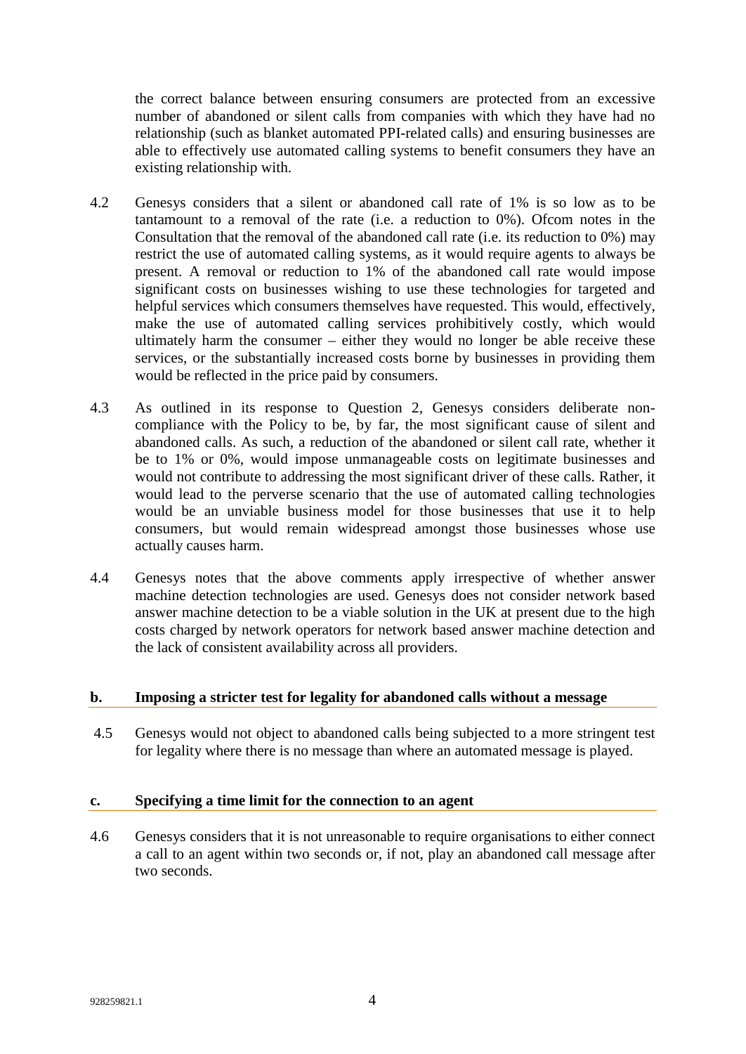the correct balance between ensuring consumers are protected from an excessive number of abandoned or silent calls from companies with which they have had no relationship (such as blanket automated PPI-related calls) and ensuring businesses are able to effectively use automated calling systems to benefit consumers they have an existing relationship with.

4.2 Genesys considers that a silent or abandoned call rate of 1% is so low as to be tantamount to a removal of the rate (i.e. a reduction to 0%). Ofcom notes in the Consultation that the removal of the abandoned call rate (i.e. its reduction to 0%) may restrict the use of automated calling systems, as it would require agents to always be present. A removal or reduction to 1% of the abandoned call rate would impose significant costs on businesses wishing to use these technologies for targeted and helpful services which consumers themselves have requested. This would, effectively, make the use of automated calling services prohibitively costly, which would ultimately harm the consumer – either they would no longer be able receive these services, or the substantially increased costs borne by businesses in providing them would be reflected in the price paid by consumers.

4.3 As outlined in its response to Question 2, Genesys considers deliberate non-compliance with the Policy to be, by far, the most significant cause of silent and abandoned calls. As such, a reduction of the abandoned or silent call rate, whether it be to 1% or 0%, would impose unmanageable costs on legitimate businesses and would not contribute to addressing the most significant driver of these calls. Rather, it would lead to the perverse scenario that the use of automated calling technologies would be an unviable business model for those businesses that use it to help consumers, but would remain widespread amongst those businesses whose use actually causes harm.

4.4 Genesys notes that the above comments apply irrespective of whether answer machine detection technologies are used. Genesys does not consider network based answer machine detection to be a viable solution in the UK at present due to the high costs charged by network operators for network based answer machine detection and the lack of consistent availability across all providers.

### b. Imposing a stricter test for legality for abandoned calls without a message

4.5 Genesys would not object to abandoned calls being subjected to a more stringent test for legality where there is no message than where an automated message is played.

### c. Specifying a time limit for the connection to an agent

4.6 Genesys considers that it is not unreasonable to require organisations to either connect a call to an agent within two seconds or, if not, play an abandoned call message after two seconds.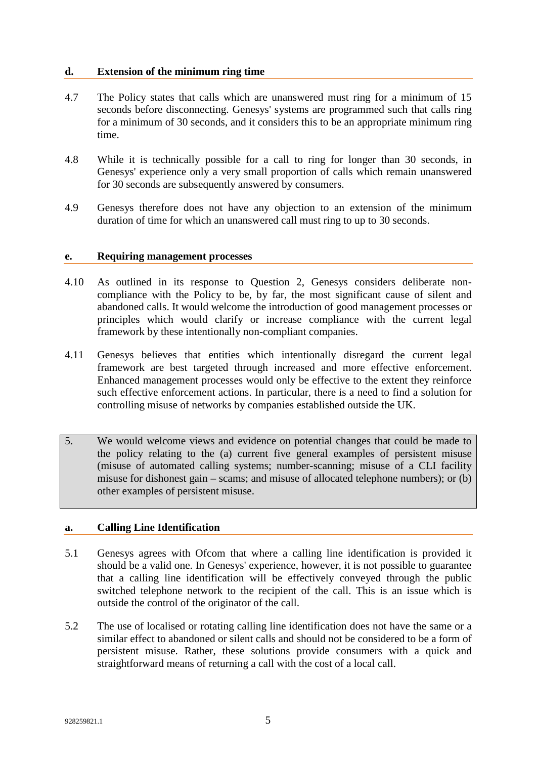### d. Extension of the minimum ring time

4.7 The Policy states that calls which are unanswered must ring for a minimum of 15 seconds before disconnecting. Genesys' systems are programmed such that calls ring for a minimum of 30 seconds, and it considers this to be an appropriate minimum ring time.

4.8 While it is technically possible for a call to ring for longer than 30 seconds, in Genesys' experience only a very small proportion of calls which remain unanswered for 30 seconds are subsequently answered by consumers.

4.9 Genesys therefore does not have any objection to an extension of the minimum duration of time for which an unanswered call must ring to up to 30 seconds.

### e. Requiring management processes

4.10 As outlined in its response to Question 2, Genesys considers deliberate non-compliance with the Policy to be, by far, the most significant cause of silent and abandoned calls. It would welcome the introduction of good management processes or principles which would clarify or increase compliance with the current legal framework by these intentionally non-compliant companies.

4.11 Genesys believes that entities which intentionally disregard the current legal framework are best targeted through increased and more effective enforcement. Enhanced management processes would only be effective to the extent they reinforce such effective enforcement actions. In particular, there is a need to find a solution for controlling misuse of networks by companies established outside the UK.

5. We would welcome views and evidence on potential changes that could be made to the policy relating to the (a) current five general examples of persistent misuse (misuse of automated calling systems; number-scanning; misuse of a CLI facility misuse for dishonest gain – scams; and misuse of allocated telephone numbers); or (b) other examples of persistent misuse.

### a. Calling Line Identification

5.1 Genesys agrees with Ofcom that where a calling line identification is provided it should be a valid one. In Genesys' experience, however, it is not possible to guarantee that a calling line identification will be effectively conveyed through the public switched telephone network to the recipient of the call. This is an issue which is outside the control of the originator of the call.

5.2 The use of localised or rotating calling line identification does not have the same or a similar effect to abandoned or silent calls and should not be considered to be a form of persistent misuse. Rather, these solutions provide consumers with a quick and straightforward means of returning a call with the cost of a local call.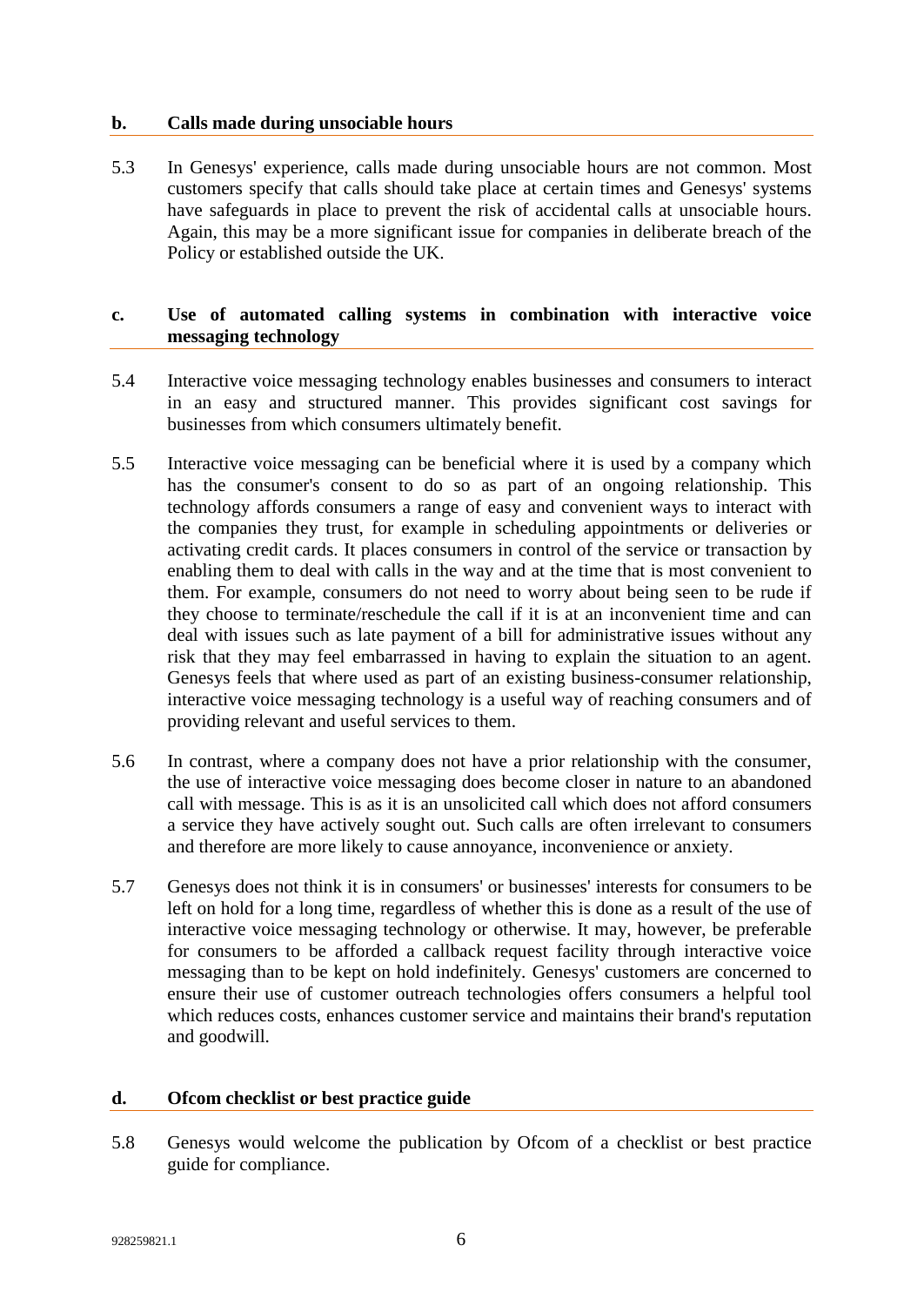### b. Calls made during unsociable hours

5.3 In Genesys' experience, calls made during unsociable hours are not common. Most customers specify that calls should take place at certain times and Genesys' systems have safeguards in place to prevent the risk of accidental calls at unsociable hours. Again, this may be a more significant issue for companies in deliberate breach of the Policy or established outside the UK.

### c. Use of automated calling systems in combination with interactive voice messaging technology

5.4 Interactive voice messaging technology enables businesses and consumers to interact in an easy and structured manner. This provides significant cost savings for businesses from which consumers ultimately benefit.

5.5 Interactive voice messaging can be beneficial where it is used by a company which has the consumer's consent to do so as part of an ongoing relationship. This technology affords consumers a range of easy and convenient ways to interact with the companies they trust, for example in scheduling appointments or deliveries or activating credit cards. It places consumers in control of the service or transaction by enabling them to deal with calls in the way and at the time that is most convenient to them. For example, consumers do not need to worry about being seen to be rude if they choose to terminate/reschedule the call if it is at an inconvenient time and can deal with issues such as late payment of a bill for administrative issues without any risk that they may feel embarrassed in having to explain the situation to an agent. Genesys feels that where used as part of an existing business-consumer relationship, interactive voice messaging technology is a useful way of reaching consumers and of providing relevant and useful services to them.

5.6 In contrast, where a company does not have a prior relationship with the consumer, the use of interactive voice messaging does become closer in nature to an abandoned call with message. This is as it is an unsolicited call which does not afford consumers a service they have actively sought out. Such calls are often irrelevant to consumers and therefore are more likely to cause annoyance, inconvenience or anxiety.

5.7 Genesys does not think it is in consumers' or businesses' interests for consumers to be left on hold for a long time, regardless of whether this is done as a result of the use of interactive voice messaging technology or otherwise. It may, however, be preferable for consumers to be afforded a callback request facility through interactive voice messaging than to be kept on hold indefinitely. Genesys' customers are concerned to ensure their use of customer outreach technologies offers consumers a helpful tool which reduces costs, enhances customer service and maintains their brand's reputation and goodwill.

### d. Ofcom checklist or best practice guide

5.8 Genesys would welcome the publication by Ofcom of a checklist or best practice guide for compliance.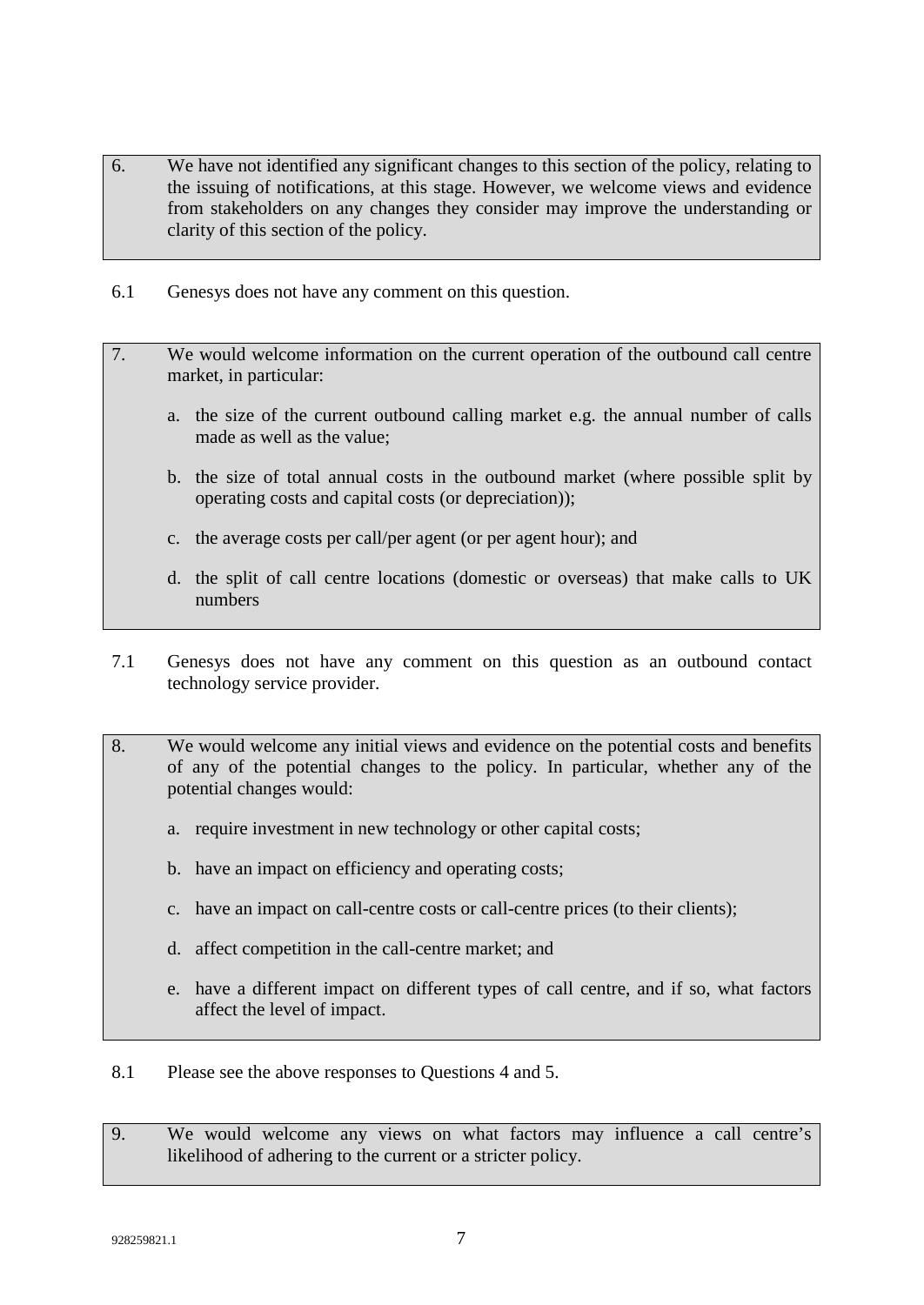6. We have not identified any significant changes to this section of the policy, relating to the issuing of notifications, at this stage. However, we welcome views and evidence from stakeholders on any changes they consider may improve the understanding or clarity of this section of the policy.

6.1 Genesys does not have any comment on this question.

7. We would welcome information on the current operation of the outbound call centre market, in particular:

   a. the size of the current outbound calling market e.g. the annual number of calls made as well as the value;

   b. the size of total annual costs in the outbound market (where possible split by operating costs and capital costs (or depreciation));

   c. the average costs per call/per agent (or per agent hour); and

   d. the split of call centre locations (domestic or overseas) that make calls to UK numbers

7.1 Genesys does not have any comment on this question as an outbound contact technology service provider.

8. We would welcome any initial views and evidence on the potential costs and benefits of any of the potential changes to the policy. In particular, whether any of the potential changes would:

   a. require investment in new technology or other capital costs;

   b. have an impact on efficiency and operating costs;

   c. have an impact on call-centre costs or call-centre prices (to their clients);

   d. affect competition in the call-centre market; and

   e. have a different impact on different types of call centre, and if so, what factors affect the level of impact.

8.1 Please see the above responses to Questions 4 and 5.

9. We would welcome any views on what factors may influence a call centre's likelihood of adhering to the current or a stricter policy.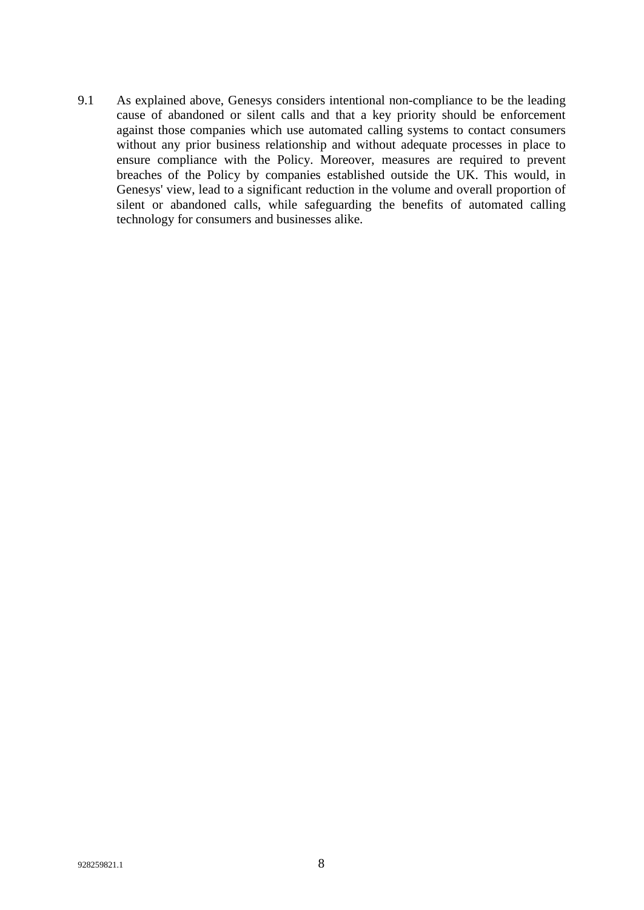9.1 As explained above, Genesys considers intentional non-compliance to be the leading cause of abandoned or silent calls and that a key priority should be enforcement against those companies which use automated calling systems to contact consumers without any prior business relationship and without adequate processes in place to ensure compliance with the Policy. Moreover, measures are required to prevent breaches of the Policy by companies established outside the UK. This would, in Genesys' view, lead to a significant reduction in the volume and overall proportion of silent or abandoned calls, while safeguarding the benefits of automated calling technology for consumers and businesses alike.